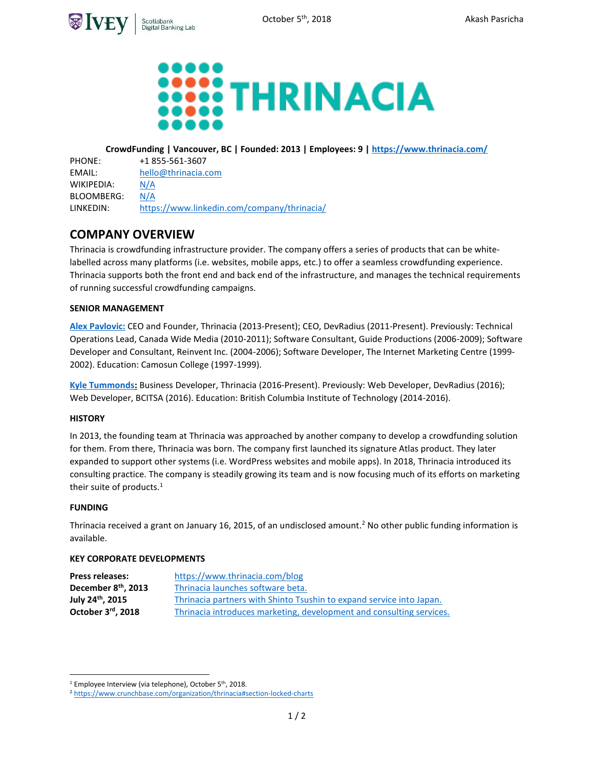# THRINACIA

**CrowdFunding | Vancouver, BC | Founded: 2013 | Employees: 9 | https://www.thrinacia.com/**

PHONE: +1 855-561-3607
EMAIL: hello@thrinacia.com
WIKIPEDIA: N/A
BLOOMBERG: N/A
LINKEDIN: https://www.linkedin.com/company/thrinacia/

## COMPANY OVERVIEW

Thrinacia is crowdfunding infrastructure provider. The company offers a series of products that can be white-labelled across many platforms (i.e. websites, mobile apps, etc.) to offer a seamless crowdfunding experience. Thrinacia supports both the front end and back end of the infrastructure, and manages the technical requirements of running successful crowdfunding campaigns.

### SENIOR MANAGEMENT

**Alex Pavlovic:** CEO and Founder, Thrinacia (2013-Present); CEO, DevRadius (2011-Present). Previously: Technical Operations Lead, Canada Wide Media (2010-2011); Software Consultant, Guide Productions (2006-2009); Software Developer and Consultant, Reinvent Inc. (2004-2006); Software Developer, The Internet Marketing Centre (1999-2002). Education: Camosun College (1997-1999).

**Kyle Tummonds:** Business Developer, Thrinacia (2016-Present). Previously: Web Developer, DevRadius (2016); Web Developer, BCITSA (2016). Education: British Columbia Institute of Technology (2014-2016).

### HISTORY

In 2013, the founding team at Thrinacia was approached by another company to develop a crowdfunding solution for them. From there, Thrinacia was born. The company first launched its signature Atlas product. They later expanded to support other systems (i.e. WordPress websites and mobile apps). In 2018, Thrinacia introduced its consulting practice. The company is steadily growing its team and is now focusing much of its efforts on marketing their suite of products.[1]

### FUNDING

Thrinacia received a grant on January 16, 2015, of an undisclosed amount.[2] No other public funding information is available.

### KEY CORPORATE DEVELOPMENTS

| | |
|---|---|
| **Press releases:** | https://www.thrinacia.com/blog |
| **December 8th, 2013** | Thrinacia launches software beta. |
| **July 24th, 2015** | Thrinacia partners with Shinto Tsushin to expand service into Japan. |
| **October 3rd, 2018** | Thrinacia introduces marketing, development and consulting services. |

---

[1] Employee Interview (via telephone), October 5th, 2018.

[2] https://www.crunchbase.com/organization/thrinacia#section-locked-charts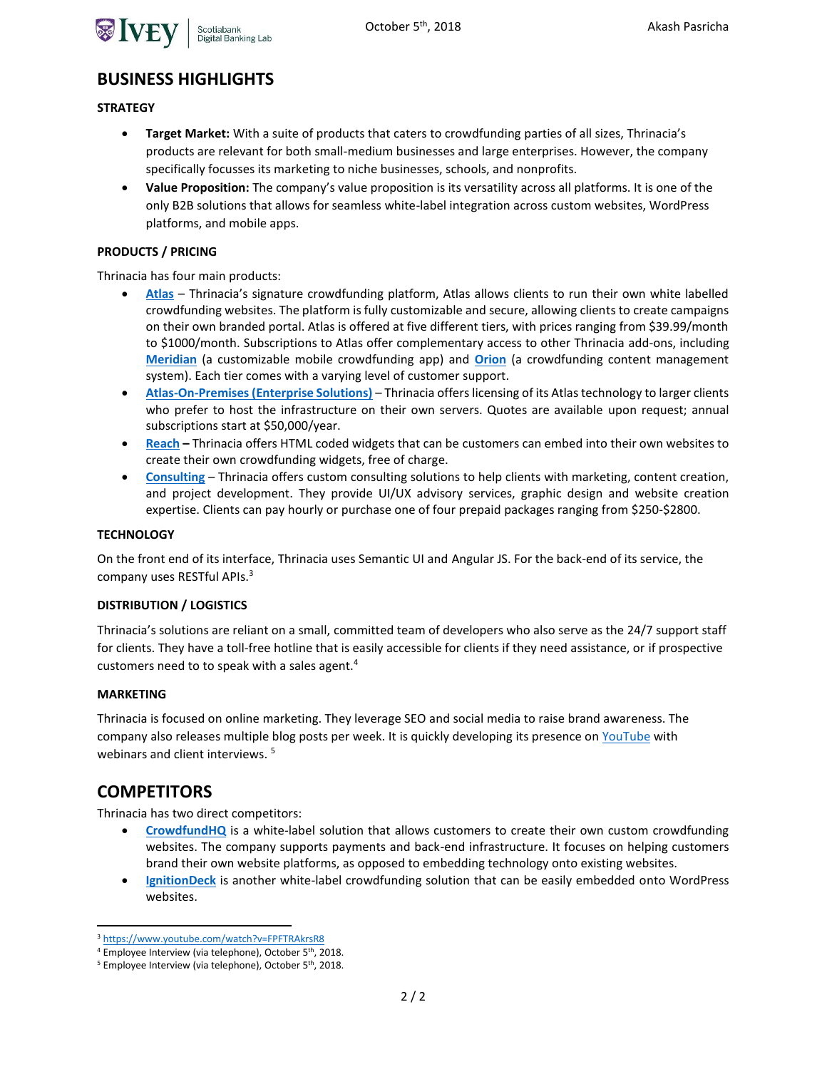# BUSINESS HIGHLIGHTS

### STRATEGY

- **Target Market:** With a suite of products that caters to crowdfunding parties of all sizes, Thrinacia's products are relevant for both small-medium businesses and large enterprises. However, the company specifically focusses its marketing to niche businesses, schools, and nonprofits.
- **Value Proposition:** The company's value proposition is its versatility across all platforms. It is one of the only B2B solutions that allows for seamless white-label integration across custom websites, WordPress platforms, and mobile apps.

### PRODUCTS / PRICING

Thrinacia has four main products:

- **Atlas** – Thrinacia's signature crowdfunding platform, Atlas allows clients to run their own white labelled crowdfunding websites. The platform is fully customizable and secure, allowing clients to create campaigns on their own branded portal. Atlas is offered at five different tiers, with prices ranging from $39.99/month to $1000/month. Subscriptions to Atlas offer complementary access to other Thrinacia add-ons, including **Meridian** (a customizable mobile crowdfunding app) and **Orion** (a crowdfunding content management system). Each tier comes with a varying level of customer support.
- **Atlas-On-Premises (Enterprise Solutions)** – Thrinacia offers licensing of its Atlas technology to larger clients who prefer to host the infrastructure on their own servers. Quotes are available upon request; annual subscriptions start at $50,000/year.
- **Reach** – Thrinacia offers HTML coded widgets that can be customers can embed into their own websites to create their own crowdfunding widgets, free of charge.
- **Consulting** – Thrinacia offers custom consulting solutions to help clients with marketing, content creation, and project development. They provide UI/UX advisory services, graphic design and website creation expertise. Clients can pay hourly or purchase one of four prepaid packages ranging from $250-$2800.

### TECHNOLOGY

On the front end of its interface, Thrinacia uses Semantic UI and Angular JS. For the back-end of its service, the company uses RESTful APIs.[3]

### DISTRIBUTION / LOGISTICS

Thrinacia's solutions are reliant on a small, committed team of developers who also serve as the 24/7 support staff for clients. They have a toll-free hotline that is easily accessible for clients if they need assistance, or if prospective customers need to to speak with a sales agent.[4]

### MARKETING

Thrinacia is focused on online marketing. They leverage SEO and social media to raise brand awareness. The company also releases multiple blog posts per week. It is quickly developing its presence on YouTube with webinars and client interviews. [5]

# COMPETITORS

Thrinacia has two direct competitors:

- **CrowdfundHQ** is a white-label solution that allows customers to create their own custom crowdfunding websites. The company supports payments and back-end infrastructure. It focuses on helping customers brand their own website platforms, as opposed to embedding technology onto existing websites.
- **IgnitionDeck** is another white-label crowdfunding solution that can be easily embedded onto WordPress websites.

---

[3] https://www.youtube.com/watch?v=FPFTRAkrsR8
[4] Employee Interview (via telephone), October 5th, 2018.
[5] Employee Interview (via telephone), October 5th, 2018.